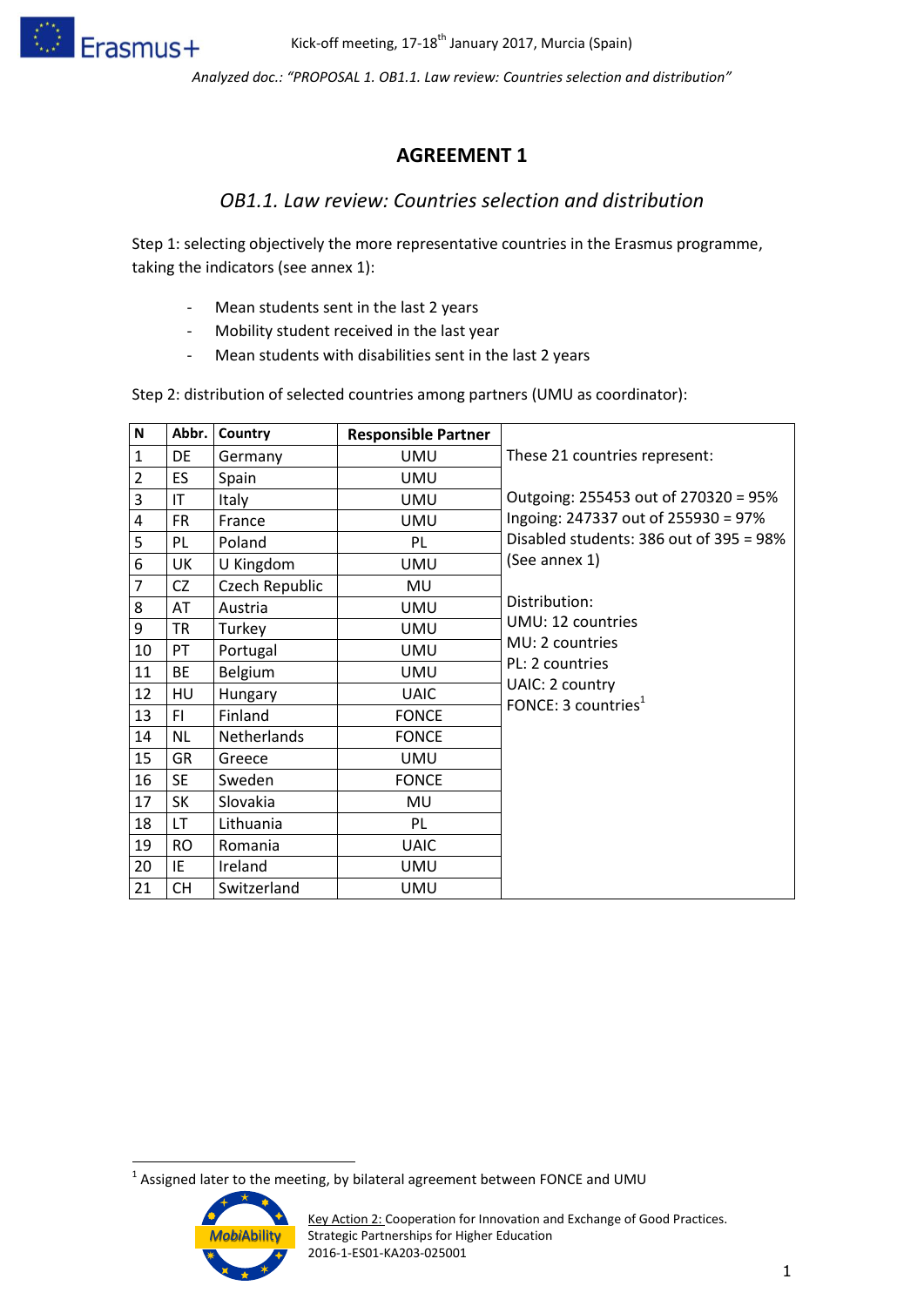Kick-off meeting, 17-18th January 2017, Murcia (Spain)

*Analyzed doc.: "PROPOSAL 1. OB1.1. Law review: Countries selection and distribution"*

## AGREEMENT 1

### *OB1.1. Law review: Countries selection and distribution*

Step 1: selecting objectively the more representative countries in the Erasmus programme, taking the indicators (see annex 1):

- Mean students sent in the last 2 years
- Mobility student received in the last year
- Mean students with disabilities sent in the last 2 years

Step 2: distribution of selected countries among partners (UMU as coordinator):

| N | Abbr. | Country | Responsible Partner |
|---|---|---|---|
| 1 | DE | Germany | UMU |
| 2 | ES | Spain | UMU |
| 3 | IT | Italy | UMU |
| 4 | FR | France | UMU |
| 5 | PL | Poland | PL |
| 6 | UK | U Kingdom | UMU |
| 7 | CZ | Czech Republic | MU |
| 8 | AT | Austria | UMU |
| 9 | TR | Turkey | UMU |
| 10 | PT | Portugal | UMU |
| 11 | BE | Belgium | UMU |
| 12 | HU | Hungary | UAIC |
| 13 | FI | Finland | FONCE |
| 14 | NL | Netherlands | FONCE |
| 15 | GR | Greece | UMU |
| 16 | SE | Sweden | FONCE |
| 17 | SK | Slovakia | MU |
| 18 | LT | Lithuania | PL |
| 19 | RO | Romania | UAIC |
| 20 | IE | Ireland | UMU |
| 21 | CH | Switzerland | UMU |

These 21 countries represent:

Outgoing: 255453 out of 270320 = 95%
Ingoing: 247337 out of 255930 = 97%
Disabled students: 386 out of 395 = 98%
(See annex 1)

Distribution:
UMU: 12 countries
MU: 2 countries
PL: 2 countries
UAIC: 2 country
FONCE: 3 countries[1]

[1] Assigned later to the meeting, by bilateral agreement between FONCE and UMU

Key Action 2: Cooperation for Innovation and Exchange of Good Practices.
Strategic Partnerships for Higher Education
2016-1-ES01-KA203-025001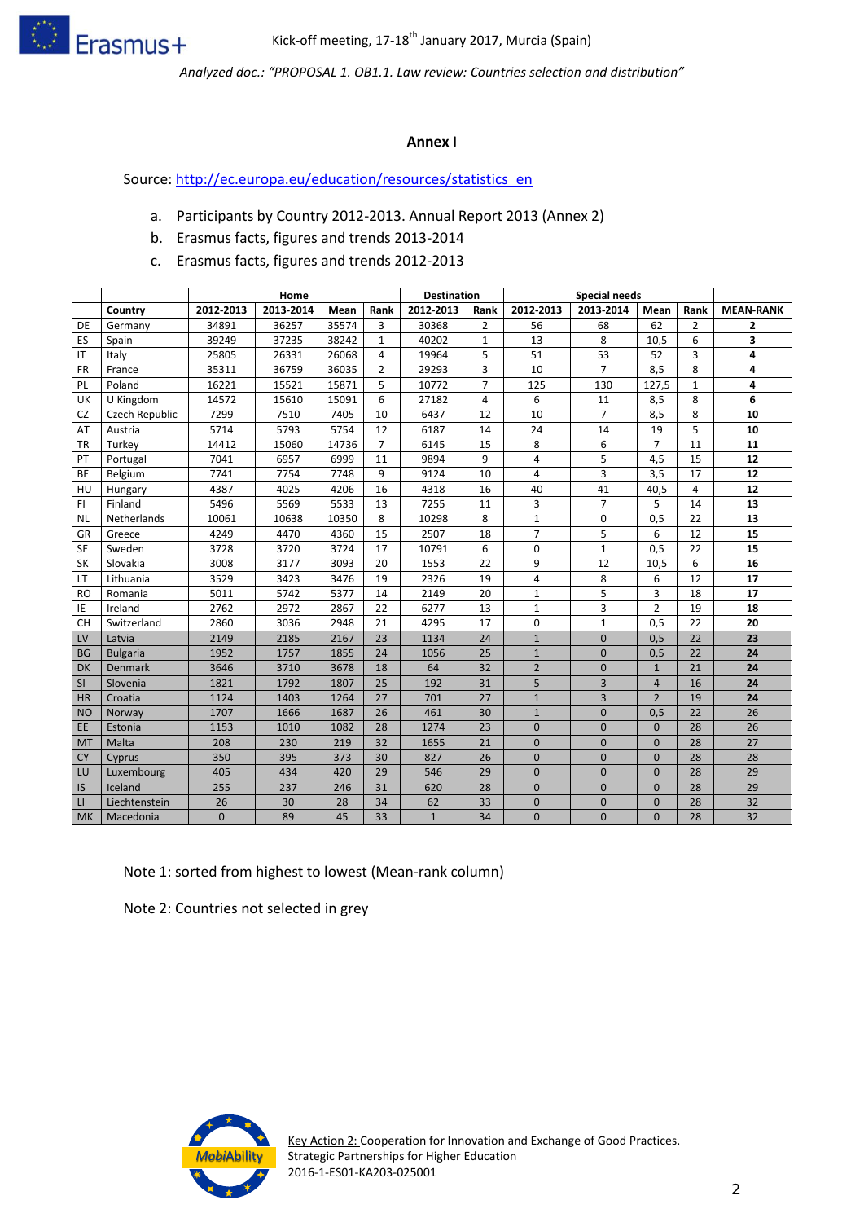Kick-off meeting, 17-18th January 2017, Murcia (Spain)

*Analyzed doc.: "PROPOSAL 1. OB1.1. Law review: Countries selection and distribution"*

## Annex I

Source: http://ec.europa.eu/education/resources/statistics_en

a. Participants by Country 2012-2013. Annual Report 2013 (Annex 2)
b. Erasmus facts, figures and trends 2013-2014
c. Erasmus facts, figures and trends 2012-2013

| | | Home | | | | Destination | | Special needs | | | | |
|---|---|---|---|---|---|---|---|---|---|---|---|---|
| | **Country** | **2012-2013** | **2013-2014** | **Mean** | **Rank** | **2012-2013** | **Rank** | **2012-2013** | **2013-2014** | **Mean** | **Rank** | **MEAN-RANK** |
| DE | Germany | 34891 | 36257 | 35574 | 3 | 30368 | 2 | 56 | 68 | 62 | 2 | **2** |
| ES | Spain | 39249 | 37235 | 38242 | 1 | 40202 | 1 | 13 | 8 | 10,5 | 6 | **3** |
| IT | Italy | 25805 | 26331 | 26068 | 4 | 19964 | 5 | 51 | 53 | 52 | 3 | **4** |
| FR | France | 35311 | 36759 | 36035 | 2 | 29293 | 3 | 10 | 7 | 8,5 | 8 | **4** |
| PL | Poland | 16221 | 15521 | 15871 | 5 | 10772 | 7 | 125 | 130 | 127,5 | 1 | **4** |
| UK | U Kingdom | 14572 | 15610 | 15091 | 6 | 27182 | 4 | 6 | 11 | 8,5 | 8 | **6** |
| CZ | Czech Republic | 7299 | 7510 | 7405 | 10 | 6437 | 12 | 10 | 7 | 8,5 | 8 | **10** |
| AT | Austria | 5714 | 5793 | 5754 | 12 | 6187 | 14 | 24 | 14 | 19 | 5 | **10** |
| TR | Turkey | 14412 | 15060 | 14736 | 7 | 6145 | 15 | 8 | 6 | 7 | 11 | **11** |
| PT | Portugal | 7041 | 6957 | 6999 | 11 | 9894 | 9 | 4 | 5 | 4,5 | 15 | **12** |
| BE | Belgium | 7741 | 7754 | 7748 | 9 | 9124 | 10 | 4 | 3 | 3,5 | 17 | **12** |
| HU | Hungary | 4387 | 4025 | 4206 | 16 | 4318 | 16 | 40 | 41 | 40,5 | 4 | **12** |
| FI | Finland | 5496 | 5569 | 5533 | 13 | 7255 | 11 | 3 | 7 | 5 | 14 | **13** |
| NL | Netherlands | 10061 | 10638 | 10350 | 8 | 10298 | 8 | 1 | 0 | 0,5 | 22 | **13** |
| GR | Greece | 4249 | 4470 | 4360 | 15 | 2507 | 18 | 7 | 5 | 6 | 12 | **15** |
| SE | Sweden | 3728 | 3720 | 3724 | 17 | 10791 | 6 | 0 | 1 | 0,5 | 22 | **15** |
| SK | Slovakia | 3008 | 3177 | 3093 | 20 | 1553 | 22 | 9 | 12 | 10,5 | 6 | **16** |
| LT | Lithuania | 3529 | 3423 | 3476 | 19 | 2326 | 19 | 4 | 8 | 6 | 12 | **17** |
| RO | Romania | 5011 | 5742 | 5377 | 14 | 2149 | 20 | 1 | 5 | 3 | 18 | **17** |
| IE | Ireland | 2762 | 2972 | 2867 | 22 | 6277 | 13 | 1 | 3 | 2 | 19 | **18** |
| CH | Switzerland | 2860 | 3036 | 2948 | 21 | 4295 | 17 | 0 | 1 | 0,5 | 22 | **20** |
| LV | Latvia | 2149 | 2185 | 2167 | 23 | 1134 | 24 | 1 | 0 | 0,5 | 22 | **23** |
| BG | Bulgaria | 1952 | 1757 | 1855 | 24 | 1056 | 25 | 1 | 0 | 0,5 | 22 | **24** |
| DK | Denmark | 3646 | 3710 | 3678 | 18 | 64 | 32 | 2 | 0 | 1 | 21 | **24** |
| SI | Slovenia | 1821 | 1792 | 1807 | 25 | 192 | 31 | 5 | 3 | 4 | 16 | **24** |
| HR | Croatia | 1124 | 1403 | 1264 | 27 | 701 | 27 | 1 | 3 | 2 | 19 | **24** |
| NO | Norway | 1707 | 1666 | 1687 | 26 | 461 | 30 | 1 | 0 | 0,5 | 22 | 26 |
| EE | Estonia | 1153 | 1010 | 1082 | 28 | 1274 | 23 | 0 | 0 | 0 | 28 | 26 |
| MT | Malta | 208 | 230 | 219 | 32 | 1655 | 21 | 0 | 0 | 0 | 28 | 27 |
| CY | Cyprus | 350 | 395 | 373 | 30 | 827 | 26 | 0 | 0 | 0 | 28 | 28 |
| LU | Luxembourg | 405 | 434 | 420 | 29 | 546 | 29 | 0 | 0 | 0 | 28 | 29 |
| IS | Iceland | 255 | 237 | 246 | 31 | 620 | 28 | 0 | 0 | 0 | 28 | 29 |
| LI | Liechtenstein | 26 | 30 | 28 | 34 | 62 | 33 | 0 | 0 | 0 | 28 | 32 |
| MK | Macedonia | 0 | 89 | 45 | 33 | 1 | 34 | 0 | 0 | 0 | 28 | 32 |

Note 1: sorted from highest to lowest (Mean-rank column)

Note 2: Countries not selected in grey

Key Action 2: Cooperation for Innovation and Exchange of Good Practices.
Strategic Partnerships for Higher Education
2016-1-ES01-KA203-025001